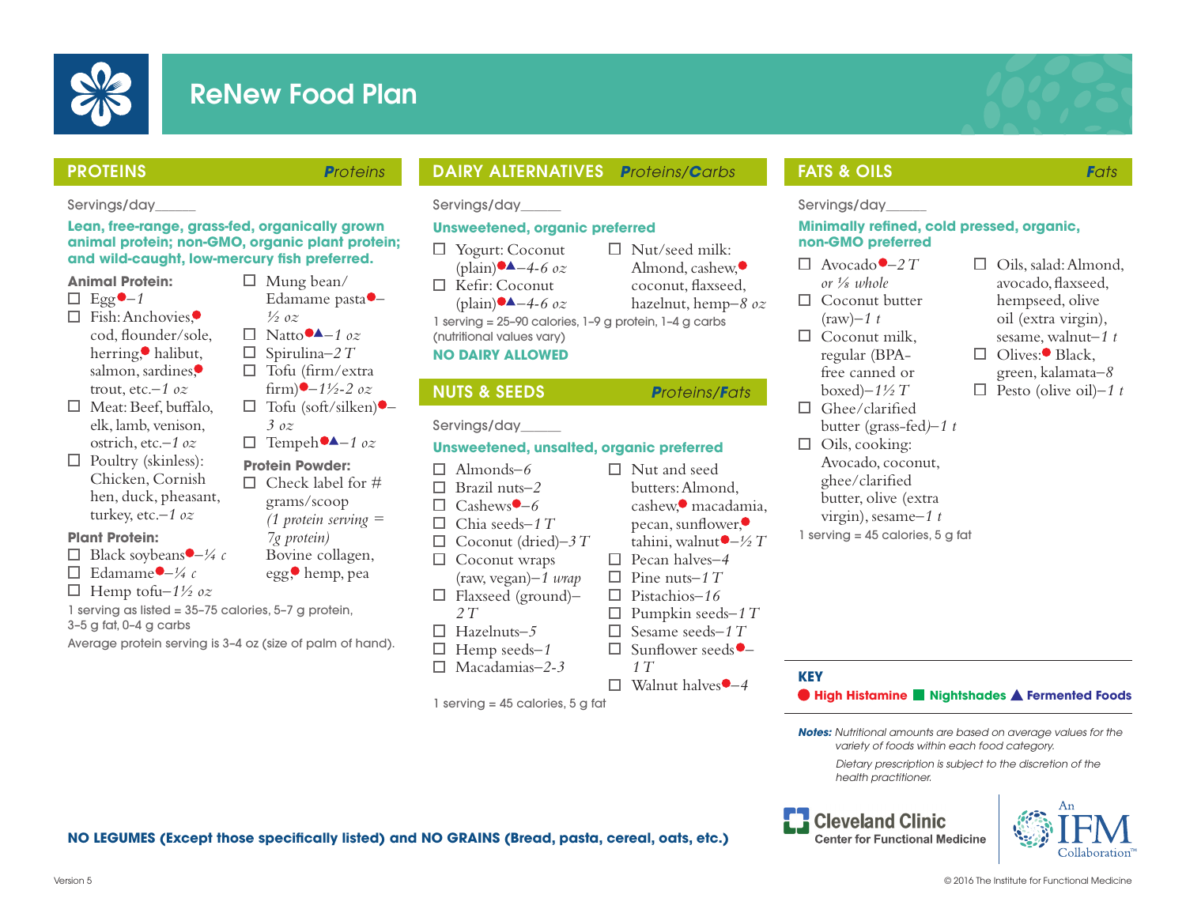# ReNew Food Plan

## PROTEINS — *Proteins*

Servings/day_____

**Lean, free-range, grass-fed, organically grown animal protein; non-GMO, organic plant protein; and wild-caught, low-mercury fish preferred.**

### Animal Protein:

- ☐ Egg●–*1*
- ☐ Fish: Anchovies,● cod, flounder/sole, herring,● halibut, salmon, sardines,● trout, etc.–*1 oz*
- ☐ Meat: Beef, buffalo, elk, lamb, venison, ostrich, etc.–*1 oz*
- ☐ Poultry (skinless): Chicken, Cornish hen, duck, pheasant, turkey, etc.–*1 oz*

### Plant Protein:

- ☐ Black soybeans●–*¼ c*
- ☐ Edamame●–*¼ c*
- ☐ Hemp tofu–*1½ oz*
- ☐ Mung bean/ Edamame pasta●–*½ oz*
- ☐ Natto●▲–*1 oz*
- ☐ Spirulina–*2 T*
- ☐ Tofu (firm/extra firm)●–*1½-2 oz*
- ☐ Tofu (soft/silken)●–*3 oz*
- ☐ Tempeh●▲–*1 oz*

### Protein Powder:

- ☐ Check label for # grams/scoop *(1 protein serving = 7g protein)* Bovine collagen, egg,● hemp, pea

1 serving as listed = 35–75 calories, 5–7 g protein, 3-5 g fat, 0–4 g carbs

Average protein serving is 3-4 oz (size of palm of hand).

## DAIRY ALTERNATIVES — *Proteins/Carbs*

Servings/day_____

**Unsweetened, organic preferred**

- ☐ Yogurt: Coconut (plain)●▲–*4-6 oz*
- ☐ Kefir: Coconut (plain)●▲–*4-6 oz*
- ☐ Nut/seed milk: Almond, cashew,● coconut, flaxseed, hazelnut, hemp–*8 oz*

1 serving = 25–90 calories, 1–9 g protein, 1–4 g carbs (nutritional values vary)

**NO DAIRY ALLOWED**

## NUTS & SEEDS — *Proteins/Fats*

Servings/day_____

**Unsweetened, unsalted, organic preferred**

- ☐ Almonds–*6*
- ☐ Brazil nuts–*2*
- ☐ Cashews●–*6*
- ☐ Chia seeds–*1 T*
- ☐ Coconut (dried)–*3 T*
- ☐ Coconut wraps (raw, vegan)–*1 wrap*
- ☐ Flaxseed (ground)–*2 T*
- ☐ Hazelnuts–*5*
- ☐ Hemp seeds–*1*
- ☐ Macadamias–*2-3*
- ☐ Nut and seed butters: Almond, cashew,● macadamia, pecan, sunflower,● tahini, walnut●–*½ T*
- ☐ Pecan halves–*4*
- ☐ Pine nuts–*1 T*
- ☐ Pistachios–*16*
- ☐ Pumpkin seeds–*1 T*
- ☐ Sesame seeds–*1 T*
- ☐ Sunflower seeds●–*1 T*
- ☐ Walnut halves●–*4*

1 serving = 45 calories, 5 g fat

## FATS & OILS — *Fats*

Servings/day_____

**Minimally refined, cold pressed, organic, non-GMO preferred**

- ☐ Avocado●–*2 T or ⅛ whole*
- ☐ Coconut butter (raw)–*1 t*
- ☐ Coconut milk, regular (BPA-free canned or boxed)–*1½ T*
- ☐ Ghee/clarified butter (grass-fed)–*1 t*
- ☐ Oils, cooking: Avocado, coconut, ghee/clarified butter, olive (extra virgin), sesame–*1 t*
- ☐ Oils, salad: Almond, avocado, flaxseed, hempseed, olive oil (extra virgin), sesame, walnut–*1 t*
- ☐ Olives:● Black, green, kalamata–*8*
- ☐ Pesto (olive oil)–*1 t*

1 serving = 45 calories, 5 g fat

**KEY**

● High Histamine ■ Nightshades ▲ Fermented Foods

***Notes:*** *Nutritional amounts are based on average values for the variety of foods within each food category.*

*Dietary prescription is subject to the discretion of the health practitioner.*

**NO LEGUMES (Except those specifically listed) and NO GRAINS (Bread, pasta, cereal, oats, etc.)**

Cleveland Clinic Center for Functional Medicine — An IFM Collaboration™

Version 5

© 2016 The Institute for Functional Medicine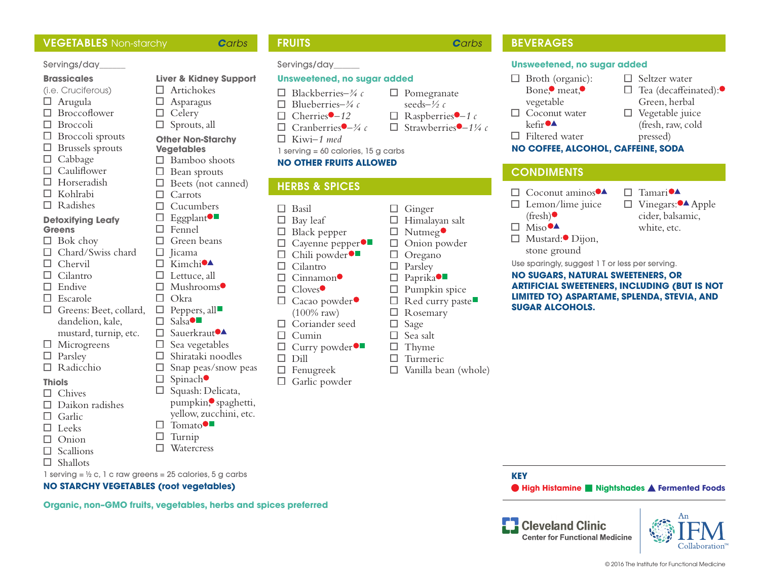## VEGETABLES Non-starchy — Carbs

Servings/day\_\_\_\_\_\_

### Brassicales

(i.e. Cruciferous)

- ☐ Arugula
- ☐ Broccoflower
- ☐ Broccoli
- ☐ Broccoli sprouts
- ☐ Brussels sprouts
- ☐ Cabbage
- ☐ Cauliflower
- ☐ Horseradish
- ☐ Kohlrabi
- ☐ Radishes

### Detoxifying Leafy Greens

- ☐ Bok choy
- ☐ Chard/Swiss chard
- ☐ Chervil
- ☐ Cilantro
- ☐ Endive
- ☐ Escarole
- ☐ Greens: Beet, collard, dandelion, kale, mustard, turnip, etc.
- ☐ Microgreens
- ☐ Parsley
- ☐ Radicchio

### Thiols

- ☐ Chives
- ☐ Daikon radishes
- ☐ Garlic
- ☐ Leeks
- ☐ Onion
- ☐ Scallions
- ☐ Shallots

### Liver & Kidney Support

- ☐ Artichokes
- ☐ Asparagus
- ☐ Celery
- ☐ Sprouts, all

### Other Non-Starchy Vegetables

- ☐ Bamboo shoots
- ☐ Bean sprouts
- ☐ Beets (not canned)
- ☐ Carrots
- ☐ Cucumbers
- ☐ Eggplant ● ■
- ☐ Fennel
- ☐ Green beans
- ☐ Jicama
- ☐ Kimchi ● ▲
- ☐ Lettuce, all
- ☐ Mushrooms ●
- ☐ Okra
- ☐ Peppers, all ■
- ☐ Salsa ● ■
- ☐ Sauerkraut ● ▲
- ☐ Sea vegetables
- ☐ Shirataki noodles
- ☐ Snap peas/snow peas
- ☐ Spinach ●
- ☐ Squash: Delicata, pumpkin ●, spaghetti, yellow, zucchini, etc.
- ☐ Tomato ● ■
- ☐ Turnip
- ☐ Watercress

1 serving = ½ c, 1 c raw greens = 25 calories, 5 g carbs

**NO STARCHY VEGETABLES (root vegetables)**

**Organic, non-GMO fruits, vegetables, herbs and spices preferred**

## FRUITS — Carbs

Servings/day\_\_\_\_\_\_

**Unsweetened, no sugar added**

- ☐ Blackberries–*¾ c*
- ☐ Blueberries–*¾ c*
- ☐ Cherries ●–*12*
- ☐ Cranberries ●–*¾ c*
- ☐ Kiwi–*1 med*
- ☐ Pomegranate seeds–*½ c*
- ☐ Raspberries ●–*1 c*
- ☐ Strawberries ●–*1¼ c*

1 serving = 60 calories, 15 g carbs

**NO OTHER FRUITS ALLOWED**

## HERBS & SPICES

- ☐ Basil
- ☐ Bay leaf
- ☐ Black pepper
- ☐ Cayenne pepper ● ■
- ☐ Chili powder ● ■
- ☐ Cilantro
- ☐ Cinnamon ●
- ☐ Cloves ●
- ☐ Cacao powder ● (100% raw)
- ☐ Coriander seed
- ☐ Cumin
- ☐ Curry powder ● ■
- ☐ Dill
- ☐ Fenugreek
- ☐ Garlic powder
- ☐ Ginger
- ☐ Himalayan salt
- ☐ Nutmeg ●
- ☐ Onion powder
- ☐ Oregano
- ☐ Parsley
- ☐ Paprika ● ■
- ☐ Pumpkin spice
- ☐ Red curry paste ■
- ☐ Rosemary
- ☐ Sage
- ☐ Sea salt
- ☐ Thyme
- ☐ Turmeric
- ☐ Vanilla bean (whole)

## BEVERAGES

**Unsweetened, no sugar added**

- ☐ Broth (organic): Bone ●, meat ●, vegetable
- ☐ Coconut water kefir ● ▲
- ☐ Filtered water
- ☐ Seltzer water
- ☐ Tea (decaffeinated): ● Green, herbal
- ☐ Vegetable juice (fresh, raw, cold pressed)

**NO COFFEE, ALCOHOL, CAFFEINE, SODA**

## CONDIMENTS

- ☐ Coconut aminos ● ▲
- ☐ Lemon/lime juice (fresh) ●
- ☐ Miso ● ▲
- ☐ Mustard: ● Dijon, stone ground
- ☐ Tamari ● ▲
- ☐ Vinegars: ● ▲ Apple cider, balsamic, white, etc.

Use sparingly, suggest 1 T or less per serving.

**NO SUGARS, NATURAL SWEETENERS, OR ARTIFICIAL SWEETENERS, INCLUDING (BUT IS NOT LIMITED TO) ASPARTAME, SPLENDA, STEVIA, AND SUGAR ALCOHOLS.**

**KEY**

● High Histamine ■ Nightshades ▲ Fermented Foods

Cleveland Clinic Center for Functional Medicine

An IFM Collaboration™

© 2016 The Institute for Functional Medicine